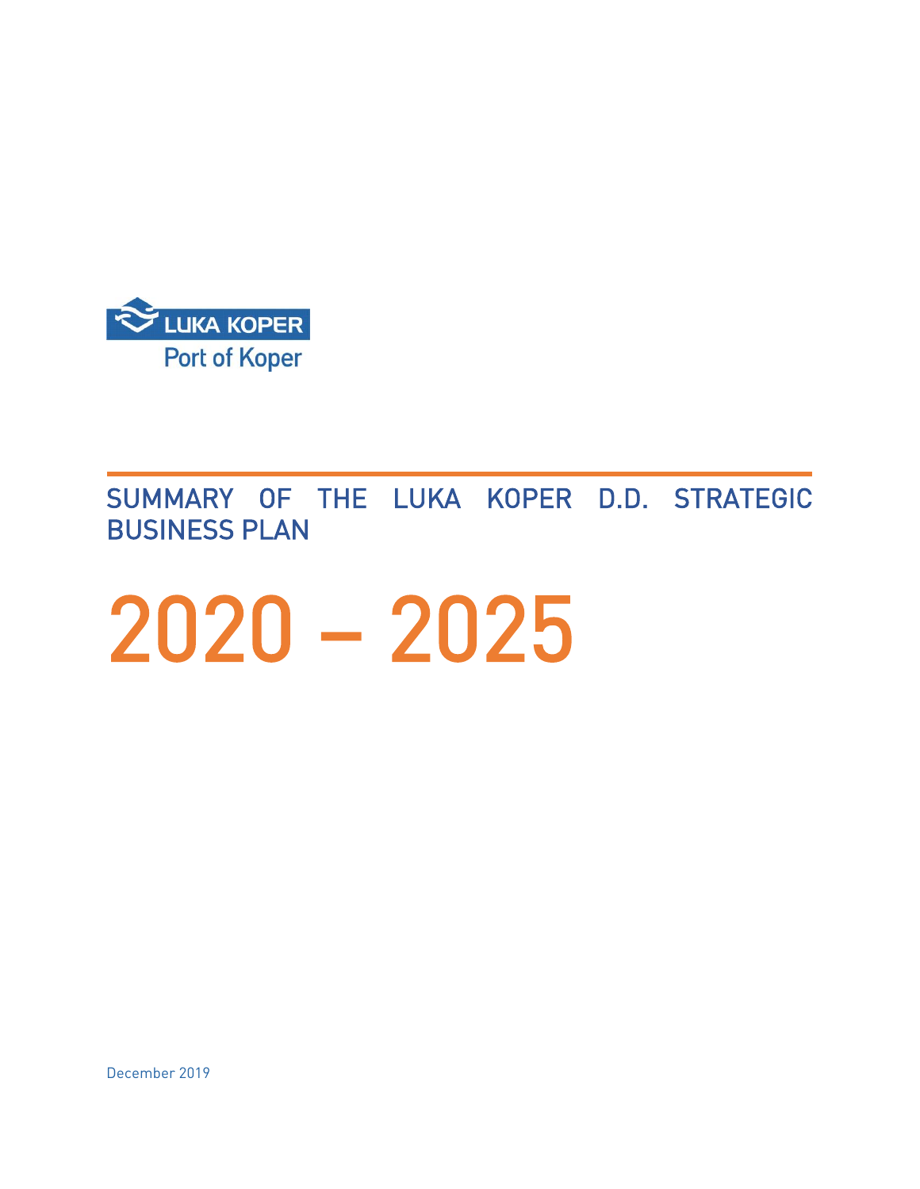LUKA KOPER
Port of Koper

# SUMMARY OF THE LUKA KOPER D.D. STRATEGIC BUSINESS PLAN

# 2020 – 2025

December 2019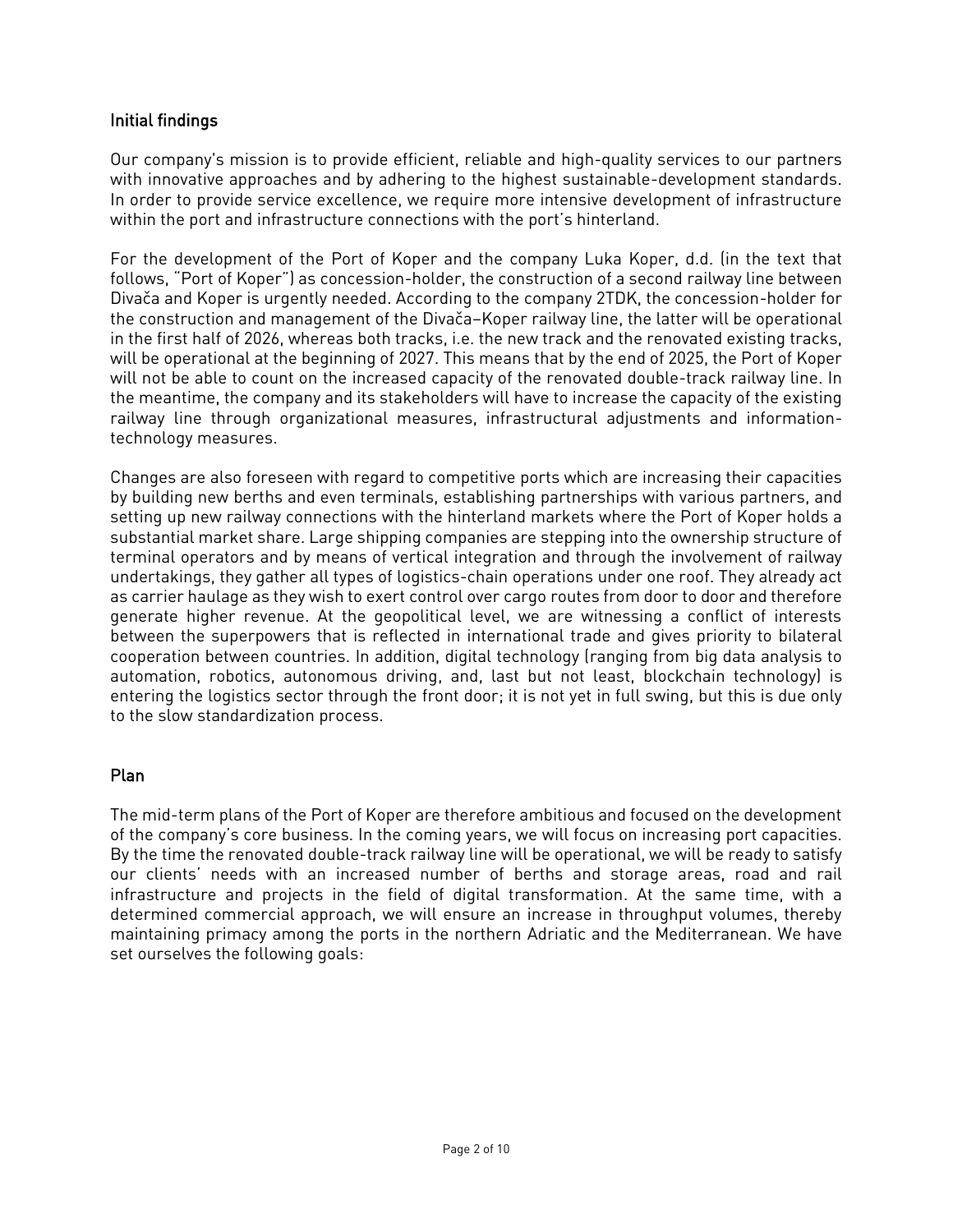## Initial findings

Our company's mission is to provide efficient, reliable and high-quality services to our partners with innovative approaches and by adhering to the highest sustainable-development standards. In order to provide service excellence, we require more intensive development of infrastructure within the port and infrastructure connections with the port's hinterland.

For the development of the Port of Koper and the company Luka Koper, d.d. (in the text that follows, "Port of Koper") as concession-holder, the construction of a second railway line between Divača and Koper is urgently needed. According to the company 2TDK, the concession-holder for the construction and management of the Divača–Koper railway line, the latter will be operational in the first half of 2026, whereas both tracks, i.e. the new track and the renovated existing tracks, will be operational at the beginning of 2027. This means that by the end of 2025, the Port of Koper will not be able to count on the increased capacity of the renovated double-track railway line. In the meantime, the company and its stakeholders will have to increase the capacity of the existing railway line through organizational measures, infrastructural adjustments and information-technology measures.

Changes are also foreseen with regard to competitive ports which are increasing their capacities by building new berths and even terminals, establishing partnerships with various partners, and setting up new railway connections with the hinterland markets where the Port of Koper holds a substantial market share. Large shipping companies are stepping into the ownership structure of terminal operators and by means of vertical integration and through the involvement of railway undertakings, they gather all types of logistics-chain operations under one roof. They already act as carrier haulage as they wish to exert control over cargo routes from door to door and therefore generate higher revenue. At the geopolitical level, we are witnessing a conflict of interests between the superpowers that is reflected in international trade and gives priority to bilateral cooperation between countries. In addition, digital technology (ranging from big data analysis to automation, robotics, autonomous driving, and, last but not least, blockchain technology) is entering the logistics sector through the front door; it is not yet in full swing, but this is due only to the slow standardization process.

## Plan

The mid-term plans of the Port of Koper are therefore ambitious and focused on the development of the company's core business. In the coming years, we will focus on increasing port capacities. By the time the renovated double-track railway line will be operational, we will be ready to satisfy our clients' needs with an increased number of berths and storage areas, road and rail infrastructure and projects in the field of digital transformation. At the same time, with a determined commercial approach, we will ensure an increase in throughput volumes, thereby maintaining primacy among the ports in the northern Adriatic and the Mediterranean. We have set ourselves the following goals: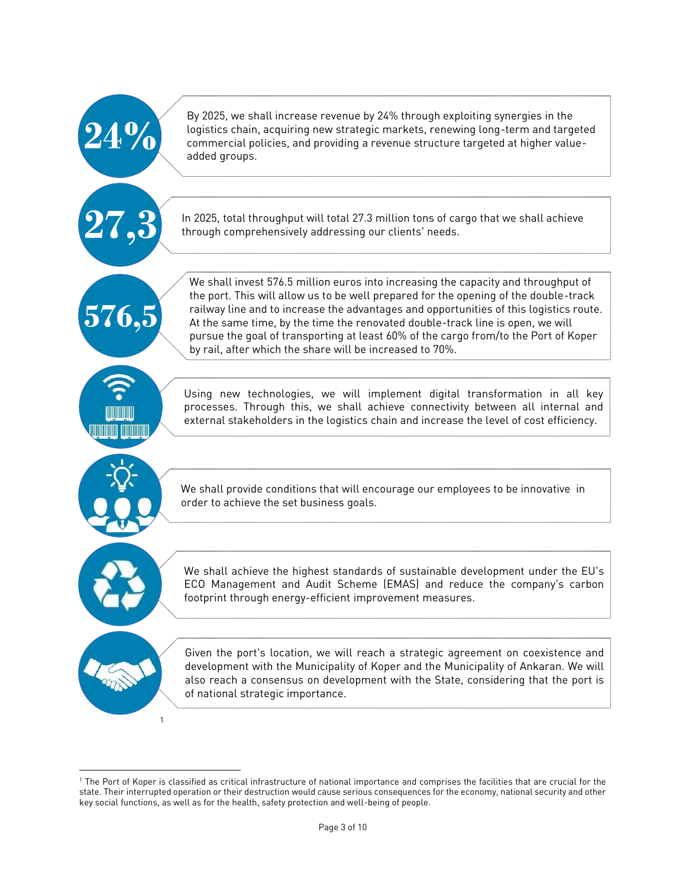**24%**

By 2025, we shall increase revenue by 24% through exploiting synergies in the logistics chain, acquiring new strategic markets, renewing long-term and targeted commercial policies, and providing a revenue structure targeted at higher value-added groups.

**27,3**

In 2025, total throughput will total 27.3 million tons of cargo that we shall achieve through comprehensively addressing our clients' needs.

**576,5**

We shall invest 576.5 million euros into increasing the capacity and throughput of the port. This will allow us to be well prepared for the opening of the double-track railway line and to increase the advantages and opportunities of this logistics route. At the same time, by the time the renovated double-track line is open, we will pursue the goal of transporting at least 60% of the cargo from/to the Port of Koper by rail, after which the share will be increased to 70%.

Using new technologies, we will implement digital transformation in all key processes. Through this, we shall achieve connectivity between all internal and external stakeholders in the logistics chain and increase the level of cost efficiency.

We shall provide conditions that will encourage our employees to be innovative in order to achieve the set business goals.

We shall achieve the highest standards of sustainable development under the EU's ECO Management and Audit Scheme (EMAS) and reduce the company's carbon footprint through energy-efficient improvement measures.

Given the port's location, we will reach a strategic agreement on coexistence and development with the Municipality of Koper and the Municipality of Ankaran. We will also reach a consensus on development with the State, considering that the port is of national strategic importance.[1]

---

[1] The Port of Koper is classified as critical infrastructure of national importance and comprises the facilities that are crucial for the state. Their interrupted operation or their destruction would cause serious consequences for the economy, national security and other key social functions, as well as for the health, safety protection and well-being of people.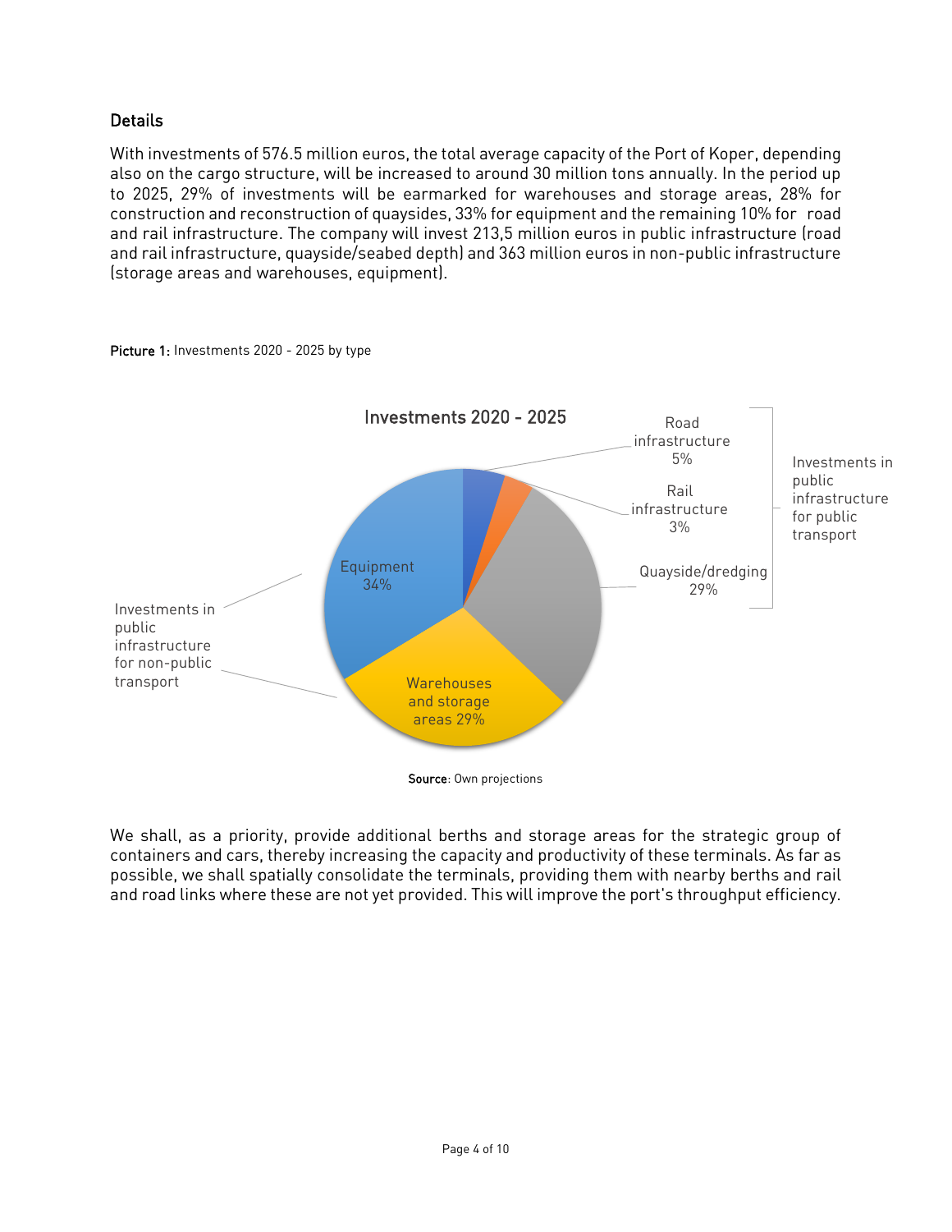## Details

With investments of 576.5 million euros, the total average capacity of the Port of Koper, depending also on the cargo structure, will be increased to around 30 million tons annually. In the period up to 2025, 29% of investments will be earmarked for warehouses and storage areas, 28% for construction and reconstruction of quaysides, 33% for equipment and the remaining 10% for road and rail infrastructure. The company will invest 213,5 million euros in public infrastructure (road and rail infrastructure, quayside/seabed depth) and 363 million euros in non-public infrastructure (storage areas and warehouses, equipment).

**Picture 1:** Investments 2020 - 2025 by type

Investments 2020 - 2025

- Investments in public infrastructure for public transport:
  - Road infrastructure 5%
  - Rail infrastructure 3%
  - Quayside/dredging 29%
- Investments in public infrastructure for non-public transport:
  - Equipment 34%
  - Warehouses and storage areas 29%

**Source**: Own projections

We shall, as a priority, provide additional berths and storage areas for the strategic group of containers and cars, thereby increasing the capacity and productivity of these terminals. As far as possible, we shall spatially consolidate the terminals, providing them with nearby berths and rail and road links where these are not yet provided. This will improve the port's throughput efficiency.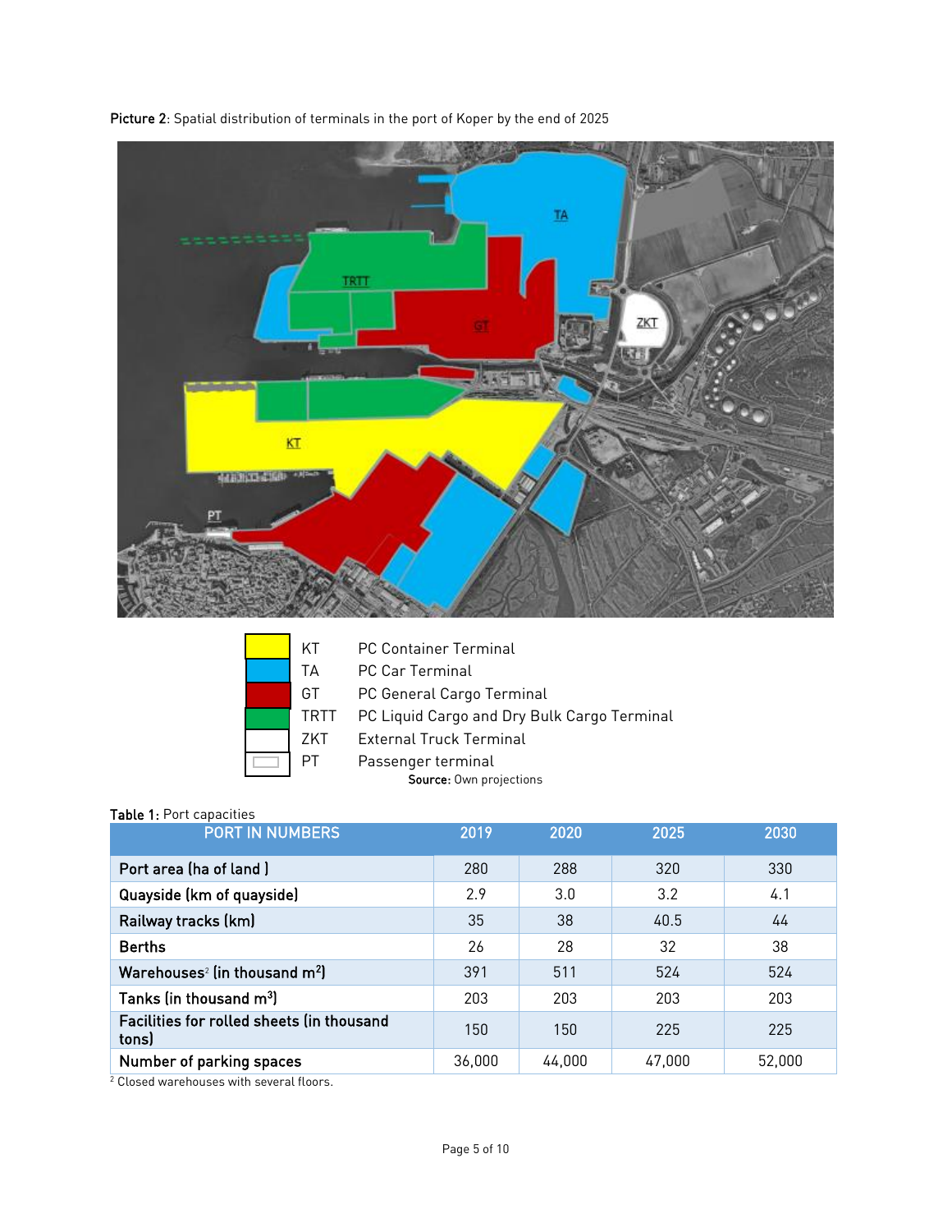**Picture 2**: Spatial distribution of terminals in the port of Koper by the end of 2025

| | | |
|---|---|---|
| | KT | PC Container Terminal |
| | TA | PC Car Terminal |
| | GT | PC General Cargo Terminal |
| | TRTT | PC Liquid Cargo and Dry Bulk Cargo Terminal |
| | ZKT | External Truck Terminal |
| | PT | Passenger terminal |

**Source:** Own projections

**Table 1:** Port capacities

| PORT IN NUMBERS | 2019 | 2020 | 2025 | 2030 |
|---|---|---|---|---|
| **Port area (ha of land )** | 280 | 288 | 320 | 330 |
| **Quayside (km of quayside)** | 2.9 | 3.0 | 3.2 | 4.1 |
| **Railway tracks (km)** | 35 | 38 | 40.5 | 44 |
| **Berths** | 26 | 28 | 32 | 38 |
| **Warehouses[2] (in thousand m$^2$)** | 391 | 511 | 524 | 524 |
| **Tanks (in thousand m$^3$)** | 203 | 203 | 203 | 203 |
| **Facilities for rolled sheets (in thousand tons)** | 150 | 150 | 225 | 225 |
| **Number of parking spaces** | 36,000 | 44,000 | 47,000 | 52,000 |

[2] Closed warehouses with several floors.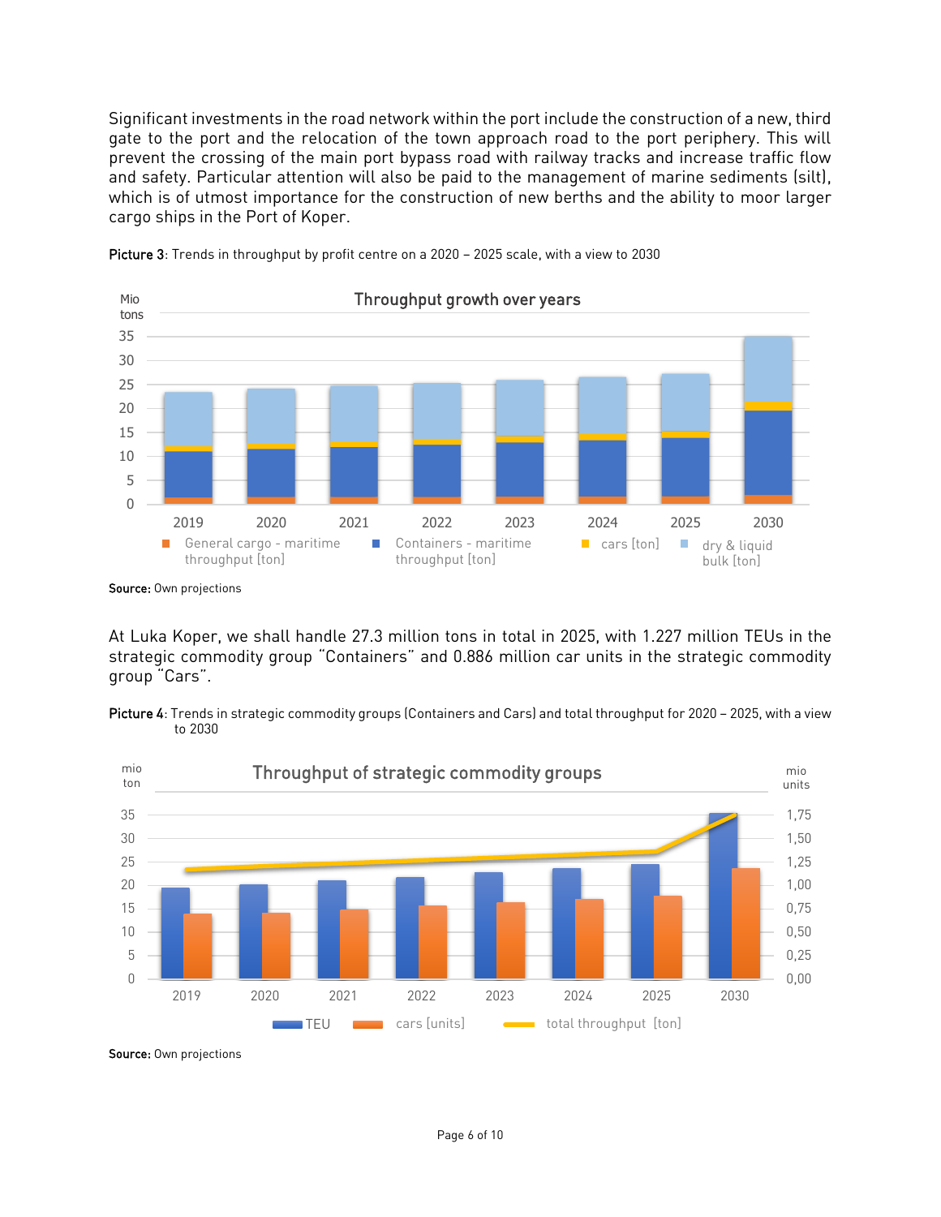Significant investments in the road network within the port include the construction of a new, third gate to the port and the relocation of the town approach road to the port periphery. This will prevent the crossing of the main port bypass road with railway tracks and increase traffic flow and safety. Particular attention will also be paid to the management of marine sediments (silt), which is of utmost importance for the construction of new berths and the ability to moor larger cargo ships in the Port of Koper.

**Picture 3**: Trends in throughput by profit centre on a 2020 – 2025 scale, with a view to 2030

**Source:** Own projections

At Luka Koper, we shall handle 27.3 million tons in total in 2025, with 1.227 million TEUs in the strategic commodity group "Containers" and 0.886 million car units in the strategic commodity group "Cars".

**Picture 4**: Trends in strategic commodity groups (Containers and Cars) and total throughput for 2020 – 2025, with a view to 2030

**Source:** Own projections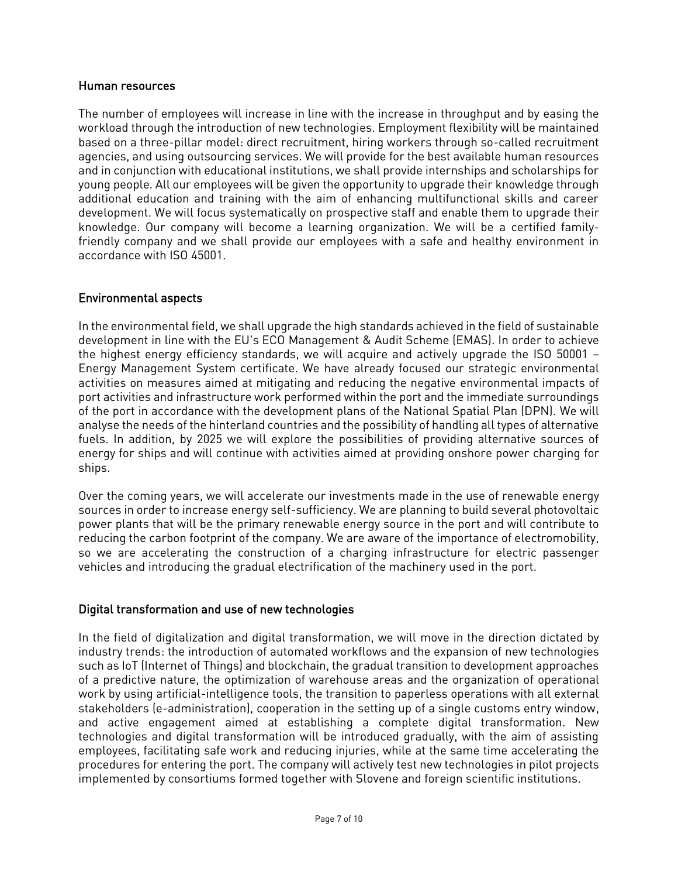## Human resources

The number of employees will increase in line with the increase in throughput and by easing the workload through the introduction of new technologies. Employment flexibility will be maintained based on a three-pillar model: direct recruitment, hiring workers through so-called recruitment agencies, and using outsourcing services. We will provide for the best available human resources and in conjunction with educational institutions, we shall provide internships and scholarships for young people. All our employees will be given the opportunity to upgrade their knowledge through additional education and training with the aim of enhancing multifunctional skills and career development. We will focus systematically on prospective staff and enable them to upgrade their knowledge. Our company will become a learning organization. We will be a certified family-friendly company and we shall provide our employees with a safe and healthy environment in accordance with ISO 45001.

## Environmental aspects

In the environmental field, we shall upgrade the high standards achieved in the field of sustainable development in line with the EU's ECO Management & Audit Scheme (EMAS). In order to achieve the highest energy efficiency standards, we will acquire and actively upgrade the ISO 50001 – Energy Management System certificate. We have already focused our strategic environmental activities on measures aimed at mitigating and reducing the negative environmental impacts of port activities and infrastructure work performed within the port and the immediate surroundings of the port in accordance with the development plans of the National Spatial Plan (DPN). We will analyse the needs of the hinterland countries and the possibility of handling all types of alternative fuels. In addition, by 2025 we will explore the possibilities of providing alternative sources of energy for ships and will continue with activities aimed at providing onshore power charging for ships.

Over the coming years, we will accelerate our investments made in the use of renewable energy sources in order to increase energy self-sufficiency. We are planning to build several photovoltaic power plants that will be the primary renewable energy source in the port and will contribute to reducing the carbon footprint of the company. We are aware of the importance of electromobility, so we are accelerating the construction of a charging infrastructure for electric passenger vehicles and introducing the gradual electrification of the machinery used in the port.

## Digital transformation and use of new technologies

In the field of digitalization and digital transformation, we will move in the direction dictated by industry trends: the introduction of automated workflows and the expansion of new technologies such as IoT (Internet of Things) and blockchain, the gradual transition to development approaches of a predictive nature, the optimization of warehouse areas and the organization of operational work by using artificial-intelligence tools, the transition to paperless operations with all external stakeholders (e-administration), cooperation in the setting up of a single customs entry window, and active engagement aimed at establishing a complete digital transformation. New technologies and digital transformation will be introduced gradually, with the aim of assisting employees, facilitating safe work and reducing injuries, while at the same time accelerating the procedures for entering the port. The company will actively test new technologies in pilot projects implemented by consortiums formed together with Slovene and foreign scientific institutions.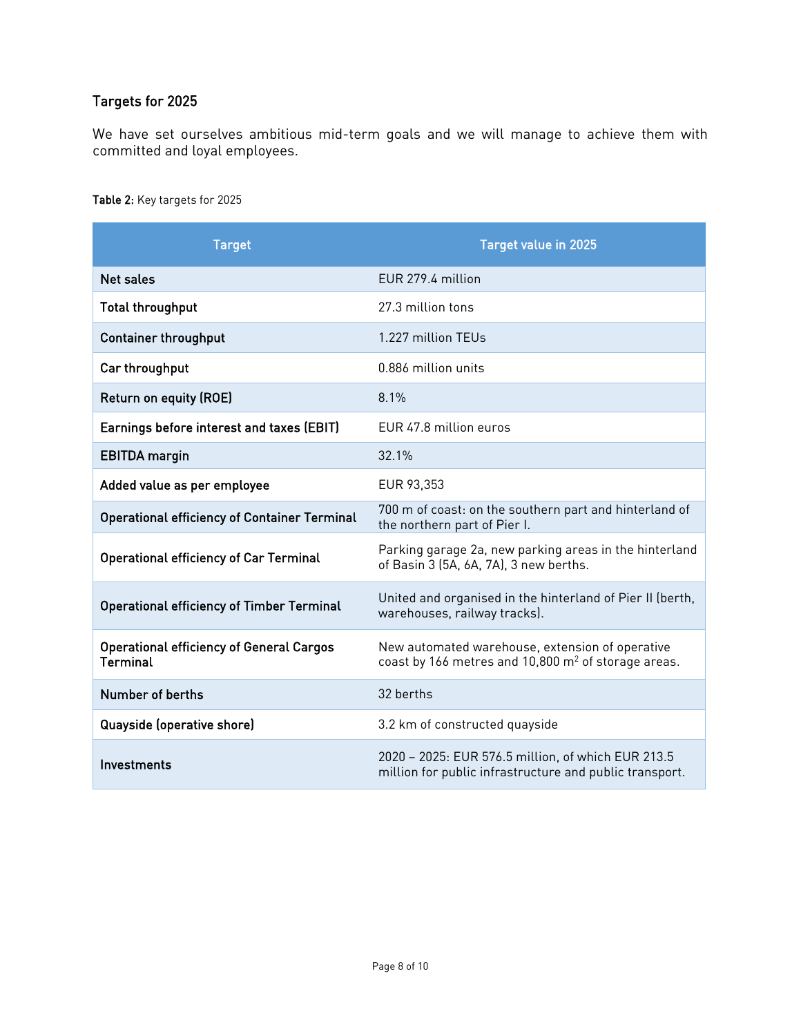## Targets for 2025

We have set ourselves ambitious mid-term goals and we will manage to achieve them with committed and loyal employees.

**Table 2:** Key targets for 2025

| Target | Target value in 2025 |
|---|---|
| **Net sales** | EUR 279.4 million |
| **Total throughput** | 27.3 million tons |
| **Container throughput** | 1.227 million TEUs |
| **Car throughput** | 0.886 million units |
| **Return on equity (ROE)** | 8.1% |
| **Earnings before interest and taxes (EBIT)** | EUR 47.8 million euros |
| **EBITDA margin** | 32.1% |
| **Added value as per employee** | EUR 93,353 |
| **Operational efficiency of Container Terminal** | 700 m of coast: on the southern part and hinterland of the northern part of Pier I. |
| **Operational efficiency of Car Terminal** | Parking garage 2a, new parking areas in the hinterland of Basin 3 (5A, 6A, 7A), 3 new berths. |
| **Operational efficiency of Timber Terminal** | United and organised in the hinterland of Pier II (berth, warehouses, railway tracks). |
| **Operational efficiency of General Cargos Terminal** | New automated warehouse, extension of operative coast by 166 metres and 10,800 $m^2$ of storage areas. |
| **Number of berths** | 32 berths |
| **Quayside (operative shore)** | 3.2 km of constructed quayside |
| **Investments** | 2020 – 2025: EUR 576.5 million, of which EUR 213.5 million for public infrastructure and public transport. |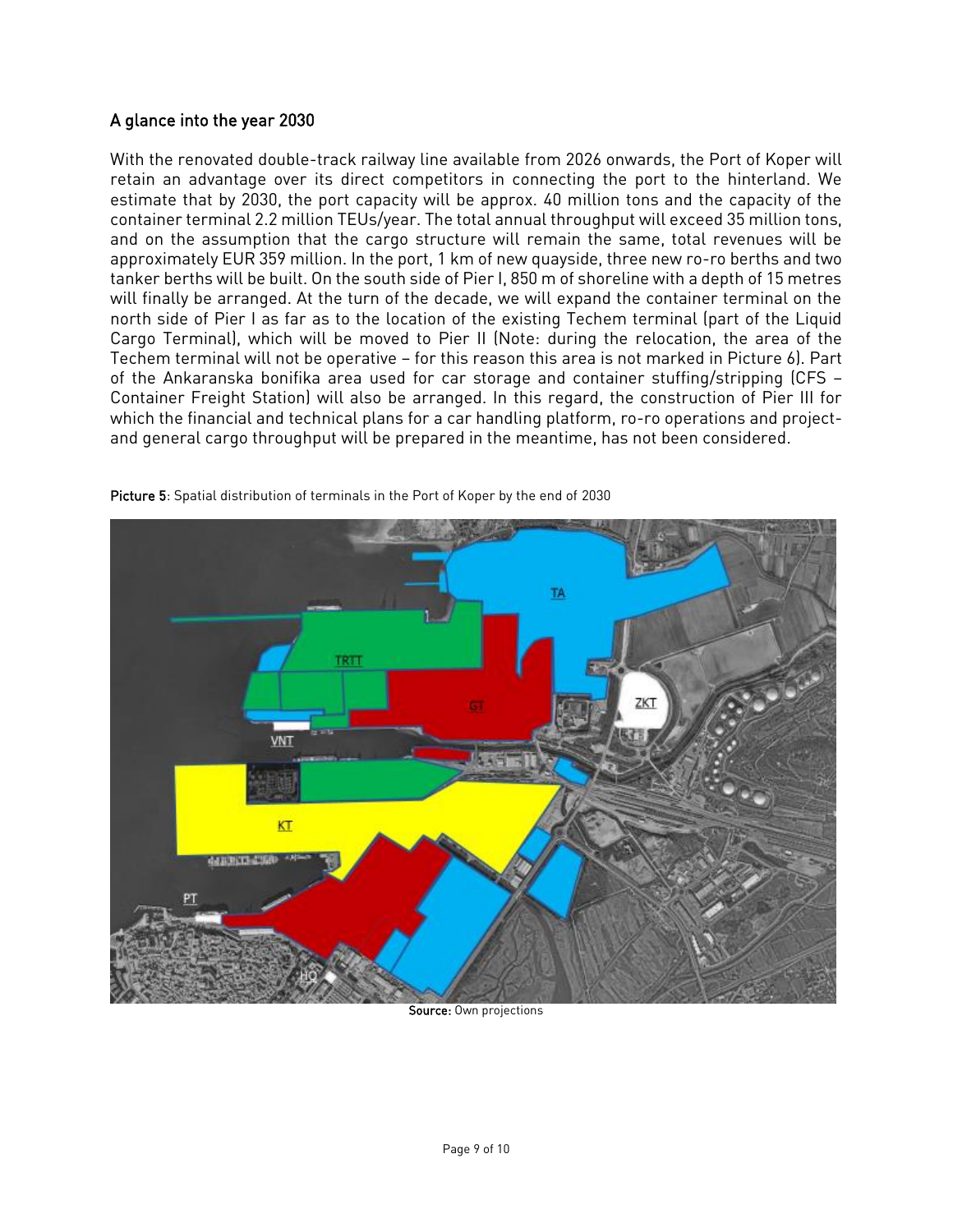## A glance into the year 2030

With the renovated double-track railway line available from 2026 onwards, the Port of Koper will retain an advantage over its direct competitors in connecting the port to the hinterland. We estimate that by 2030, the port capacity will be approx. 40 million tons and the capacity of the container terminal 2.2 million TEUs/year. The total annual throughput will exceed 35 million tons, and on the assumption that the cargo structure will remain the same, total revenues will be approximately EUR 359 million. In the port, 1 km of new quayside, three new ro-ro berths and two tanker berths will be built. On the south side of Pier I, 850 m of shoreline with a depth of 15 metres will finally be arranged. At the turn of the decade, we will expand the container terminal on the north side of Pier I as far as to the location of the existing Techem terminal (part of the Liquid Cargo Terminal), which will be moved to Pier II (Note: during the relocation, the area of the Techem terminal will not be operative – for this reason this area is not marked in Picture 6). Part of the Ankaranska bonifika area used for car storage and container stuffing/stripping (CFS – Container Freight Station) will also be arranged. In this regard, the construction of Pier III for which the financial and technical plans for a car handling platform, ro-ro operations and project- and general cargo throughput will be prepared in the meantime, has not been considered.

**Picture 5**: Spatial distribution of terminals in the Port of Koper by the end of 2030

**Source:** Own projections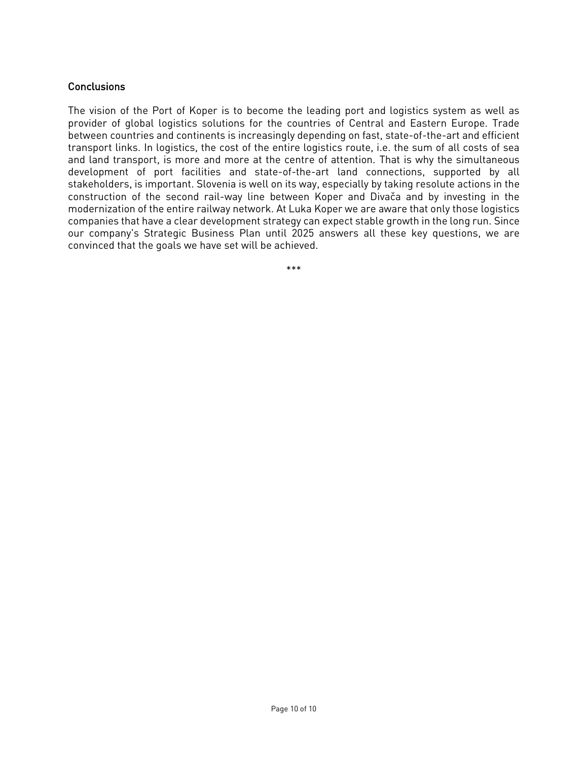## Conclusions

The vision of the Port of Koper is to become the leading port and logistics system as well as provider of global logistics solutions for the countries of Central and Eastern Europe. Trade between countries and continents is increasingly depending on fast, state-of-the-art and efficient transport links. In logistics, the cost of the entire logistics route, i.e. the sum of all costs of sea and land transport, is more and more at the centre of attention. That is why the simultaneous development of port facilities and state-of-the-art land connections, supported by all stakeholders, is important. Slovenia is well on its way, especially by taking resolute actions in the construction of the second rail-way line between Koper and Divača and by investing in the modernization of the entire railway network. At Luka Koper we are aware that only those logistics companies that have a clear development strategy can expect stable growth in the long run. Since our company's Strategic Business Plan until 2025 answers all these key questions, we are convinced that the goals we have set will be achieved.

***